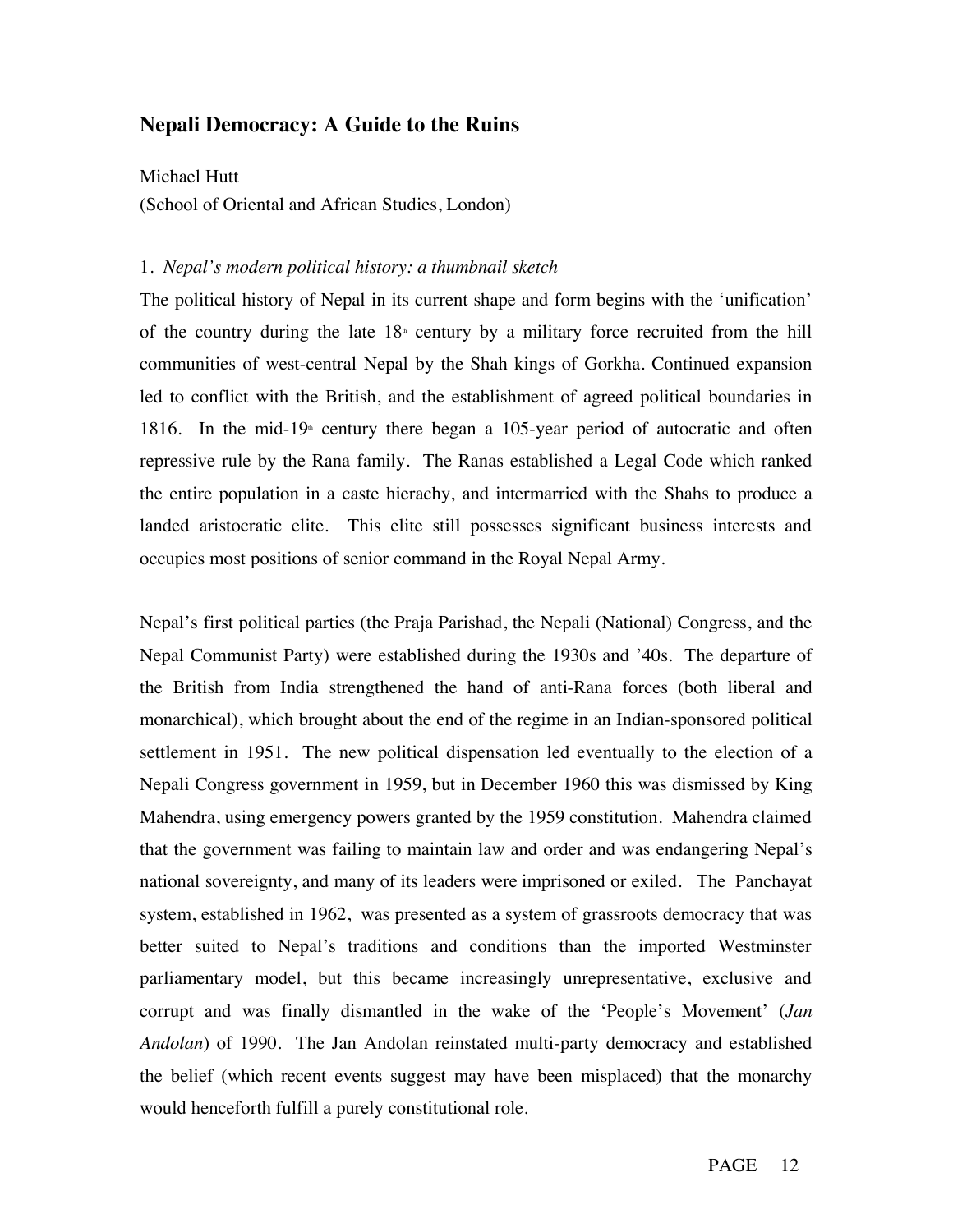## Nepali Democracy: A Guide to the Ruins

Michael Hutt
(School of Oriental and African Studies, London)

### 1. *Nepal's modern political history: a thumbnail sketch*

The political history of Nepal in its current shape and form begins with the 'unification' of the country during the late 18th century by a military force recruited from the hill communities of west-central Nepal by the Shah kings of Gorkha. Continued expansion led to conflict with the British, and the establishment of agreed political boundaries in 1816. In the mid-19th century there began a 105-year period of autocratic and often repressive rule by the Rana family. The Ranas established a Legal Code which ranked the entire population in a caste hierachy, and intermarried with the Shahs to produce a landed aristocratic elite. This elite still possesses significant business interests and occupies most positions of senior command in the Royal Nepal Army.

Nepal's first political parties (the Praja Parishad, the Nepali (National) Congress, and the Nepal Communist Party) were established during the 1930s and '40s. The departure of the British from India strengthened the hand of anti-Rana forces (both liberal and monarchical), which brought about the end of the regime in an Indian-sponsored political settlement in 1951. The new political dispensation led eventually to the election of a Nepali Congress government in 1959, but in December 1960 this was dismissed by King Mahendra, using emergency powers granted by the 1959 constitution. Mahendra claimed that the government was failing to maintain law and order and was endangering Nepal's national sovereignty, and many of its leaders were imprisoned or exiled. The Panchayat system, established in 1962, was presented as a system of grassroots democracy that was better suited to Nepal's traditions and conditions than the imported Westminster parliamentary model, but this became increasingly unrepresentative, exclusive and corrupt and was finally dismantled in the wake of the 'People's Movement' (*Jan Andolan*) of 1990. The Jan Andolan reinstated multi-party democracy and established the belief (which recent events suggest may have been misplaced) that the monarchy would henceforth fulfill a purely constitutional role.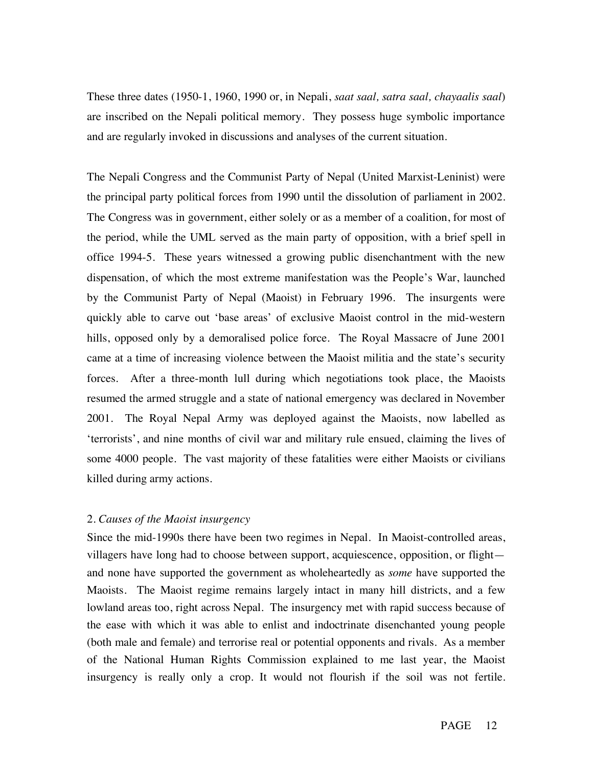These three dates (1950-1, 1960, 1990 or, in Nepali, *saat saal, satra saal, chayaalis saal*) are inscribed on the Nepali political memory. They possess huge symbolic importance and are regularly invoked in discussions and analyses of the current situation.

The Nepali Congress and the Communist Party of Nepal (United Marxist-Leninist) were the principal party political forces from 1990 until the dissolution of parliament in 2002. The Congress was in government, either solely or as a member of a coalition, for most of the period, while the UML served as the main party of opposition, with a brief spell in office 1994-5. These years witnessed a growing public disenchantment with the new dispensation, of which the most extreme manifestation was the People's War, launched by the Communist Party of Nepal (Maoist) in February 1996. The insurgents were quickly able to carve out 'base areas' of exclusive Maoist control in the mid-western hills, opposed only by a demoralised police force. The Royal Massacre of June 2001 came at a time of increasing violence between the Maoist militia and the state's security forces. After a three-month lull during which negotiations took place, the Maoists resumed the armed struggle and a state of national emergency was declared in November 2001. The Royal Nepal Army was deployed against the Maoists, now labelled as 'terrorists', and nine months of civil war and military rule ensued, claiming the lives of some 4000 people. The vast majority of these fatalities were either Maoists or civilians killed during army actions.

## 2. *Causes of the Maoist insurgency*

Since the mid-1990s there have been two regimes in Nepal. In Maoist-controlled areas, villagers have long had to choose between support, acquiescence, opposition, or flight—and none have supported the government as wholeheartedly as *some* have supported the Maoists. The Maoist regime remains largely intact in many hill districts, and a few lowland areas too, right across Nepal. The insurgency met with rapid success because of the ease with which it was able to enlist and indoctrinate disenchanted young people (both male and female) and terrorise real or potential opponents and rivals. As a member of the National Human Rights Commission explained to me last year, the Maoist insurgency is really only a crop. It would not flourish if the soil was not fertile.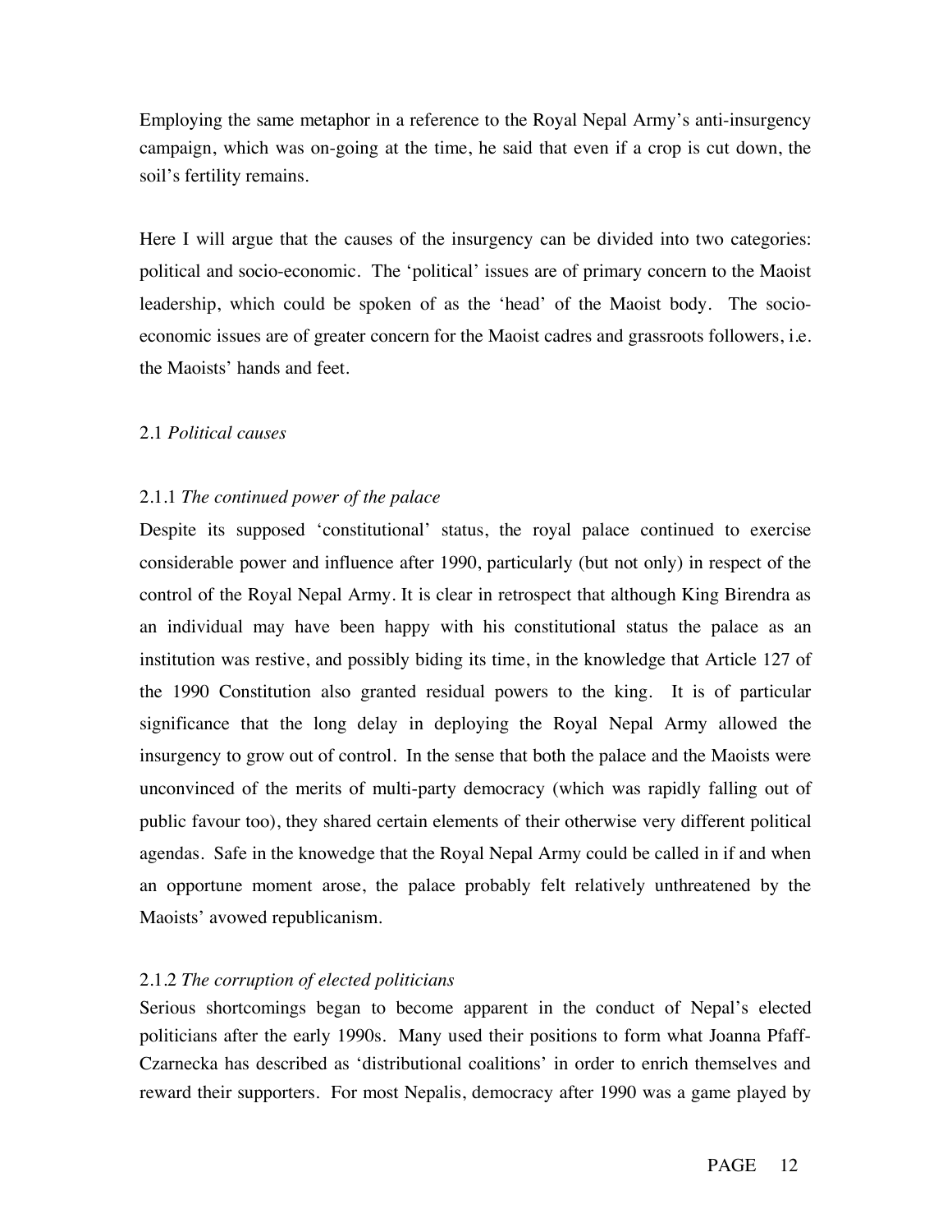Employing the same metaphor in a reference to the Royal Nepal Army's anti-insurgency campaign, which was on-going at the time, he said that even if a crop is cut down, the soil's fertility remains.

Here I will argue that the causes of the insurgency can be divided into two categories: political and socio-economic. The 'political' issues are of primary concern to the Maoist leadership, which could be spoken of as the 'head' of the Maoist body. The socio-economic issues are of greater concern for the Maoist cadres and grassroots followers, i.e. the Maoists' hands and feet.

### 2.1 *Political causes*

#### 2.1.1 *The continued power of the palace*

Despite its supposed 'constitutional' status, the royal palace continued to exercise considerable power and influence after 1990, particularly (but not only) in respect of the control of the Royal Nepal Army. It is clear in retrospect that although King Birendra as an individual may have been happy with his constitutional status the palace as an institution was restive, and possibly biding its time, in the knowledge that Article 127 of the 1990 Constitution also granted residual powers to the king. It is of particular significance that the long delay in deploying the Royal Nepal Army allowed the insurgency to grow out of control. In the sense that both the palace and the Maoists were unconvinced of the merits of multi-party democracy (which was rapidly falling out of public favour too), they shared certain elements of their otherwise very different political agendas. Safe in the knowedge that the Royal Nepal Army could be called in if and when an opportune moment arose, the palace probably felt relatively unthreatened by the Maoists' avowed republicanism.

#### 2.1.2 *The corruption of elected politicians*

Serious shortcomings began to become apparent in the conduct of Nepal's elected politicians after the early 1990s. Many used their positions to form what Joanna Pfaff-Czarnecka has described as 'distributional coalitions' in order to enrich themselves and reward their supporters. For most Nepalis, democracy after 1990 was a game played by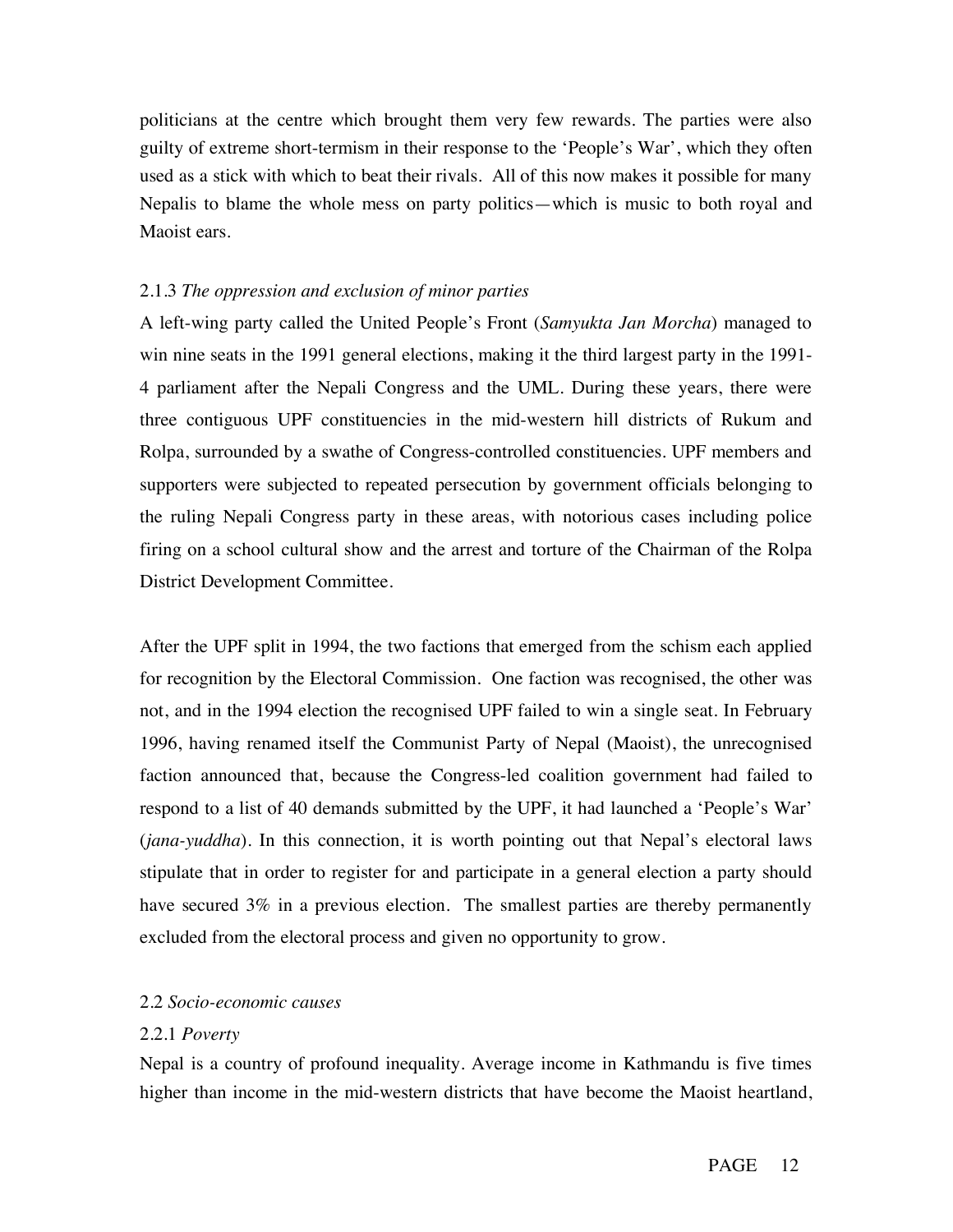politicians at the centre which brought them very few rewards. The parties were also guilty of extreme short-termism in their response to the 'People's War', which they often used as a stick with which to beat their rivals. All of this now makes it possible for many Nepalis to blame the whole mess on party politics—which is music to both royal and Maoist ears.

#### 2.1.3 *The oppression and exclusion of minor parties*

A left-wing party called the United People's Front (*Samyukta Jan Morcha*) managed to win nine seats in the 1991 general elections, making it the third largest party in the 1991-4 parliament after the Nepali Congress and the UML. During these years, there were three contiguous UPF constituencies in the mid-western hill districts of Rukum and Rolpa, surrounded by a swathe of Congress-controlled constituencies. UPF members and supporters were subjected to repeated persecution by government officials belonging to the ruling Nepali Congress party in these areas, with notorious cases including police firing on a school cultural show and the arrest and torture of the Chairman of the Rolpa District Development Committee.

After the UPF split in 1994, the two factions that emerged from the schism each applied for recognition by the Electoral Commission. One faction was recognised, the other was not, and in the 1994 election the recognised UPF failed to win a single seat. In February 1996, having renamed itself the Communist Party of Nepal (Maoist), the unrecognised faction announced that, because the Congress-led coalition government had failed to respond to a list of 40 demands submitted by the UPF, it had launched a 'People's War' (*jana-yuddha*). In this connection, it is worth pointing out that Nepal's electoral laws stipulate that in order to register for and participate in a general election a party should have secured 3% in a previous election. The smallest parties are thereby permanently excluded from the electoral process and given no opportunity to grow.

### 2.2 *Socio-economic causes*

#### 2.2.1 *Poverty*

Nepal is a country of profound inequality. Average income in Kathmandu is five times higher than income in the mid-western districts that have become the Maoist heartland,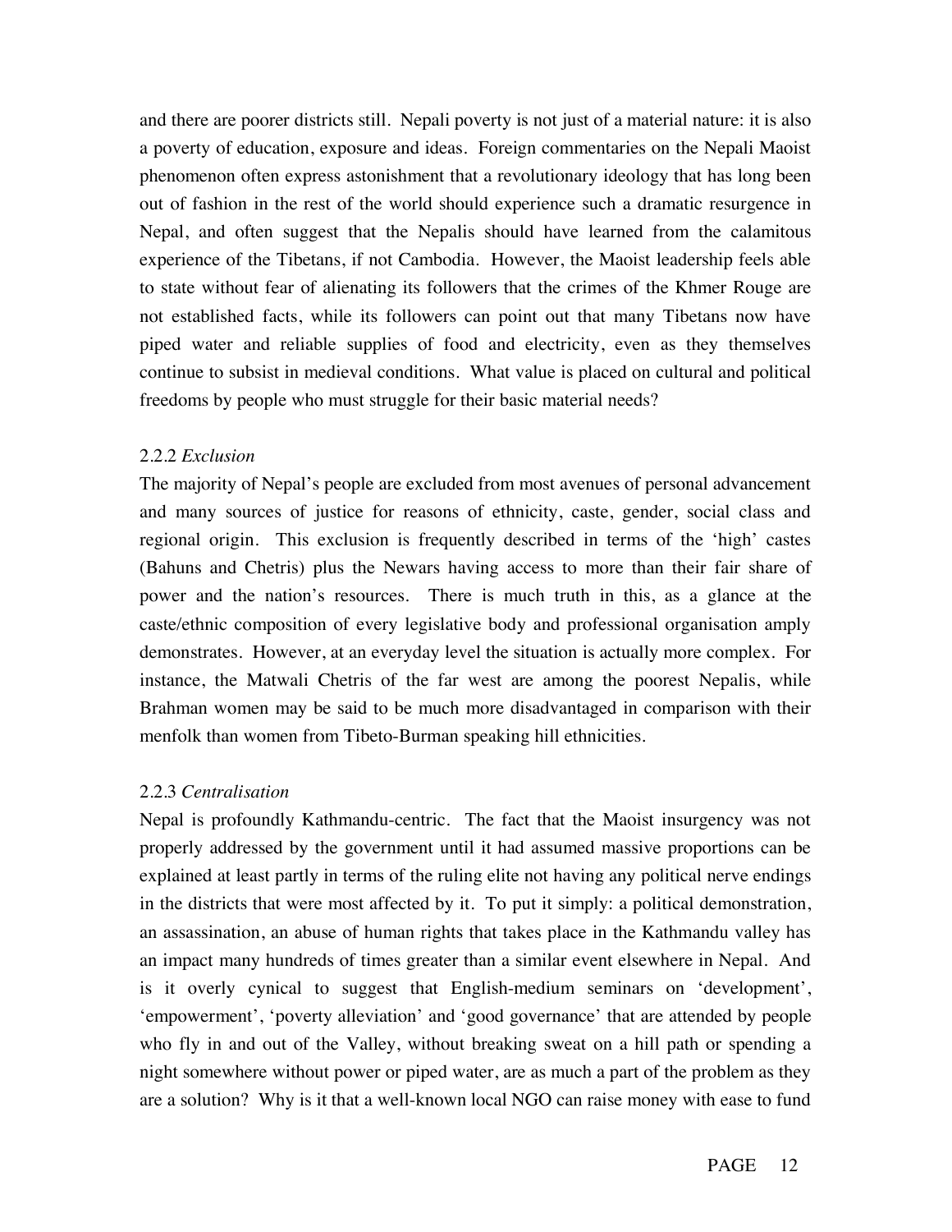and there are poorer districts still. Nepali poverty is not just of a material nature: it is also a poverty of education, exposure and ideas. Foreign commentaries on the Nepali Maoist phenomenon often express astonishment that a revolutionary ideology that has long been out of fashion in the rest of the world should experience such a dramatic resurgence in Nepal, and often suggest that the Nepalis should have learned from the calamitous experience of the Tibetans, if not Cambodia. However, the Maoist leadership feels able to state without fear of alienating its followers that the crimes of the Khmer Rouge are not established facts, while its followers can point out that many Tibetans now have piped water and reliable supplies of food and electricity, even as they themselves continue to subsist in medieval conditions. What value is placed on cultural and political freedoms by people who must struggle for their basic material needs?

### 2.2.2 *Exclusion*

The majority of Nepal's people are excluded from most avenues of personal advancement and many sources of justice for reasons of ethnicity, caste, gender, social class and regional origin. This exclusion is frequently described in terms of the 'high' castes (Bahuns and Chetris) plus the Newars having access to more than their fair share of power and the nation's resources. There is much truth in this, as a glance at the caste/ethnic composition of every legislative body and professional organisation amply demonstrates. However, at an everyday level the situation is actually more complex. For instance, the Matwali Chetris of the far west are among the poorest Nepalis, while Brahman women may be said to be much more disadvantaged in comparison with their menfolk than women from Tibeto-Burman speaking hill ethnicities.

### 2.2.3 *Centralisation*

Nepal is profoundly Kathmandu-centric. The fact that the Maoist insurgency was not properly addressed by the government until it had assumed massive proportions can be explained at least partly in terms of the ruling elite not having any political nerve endings in the districts that were most affected by it. To put it simply: a political demonstration, an assassination, an abuse of human rights that takes place in the Kathmandu valley has an impact many hundreds of times greater than a similar event elsewhere in Nepal. And is it overly cynical to suggest that English-medium seminars on 'development', 'empowerment', 'poverty alleviation' and 'good governance' that are attended by people who fly in and out of the Valley, without breaking sweat on a hill path or spending a night somewhere without power or piped water, are as much a part of the problem as they are a solution? Why is it that a well-known local NGO can raise money with ease to fund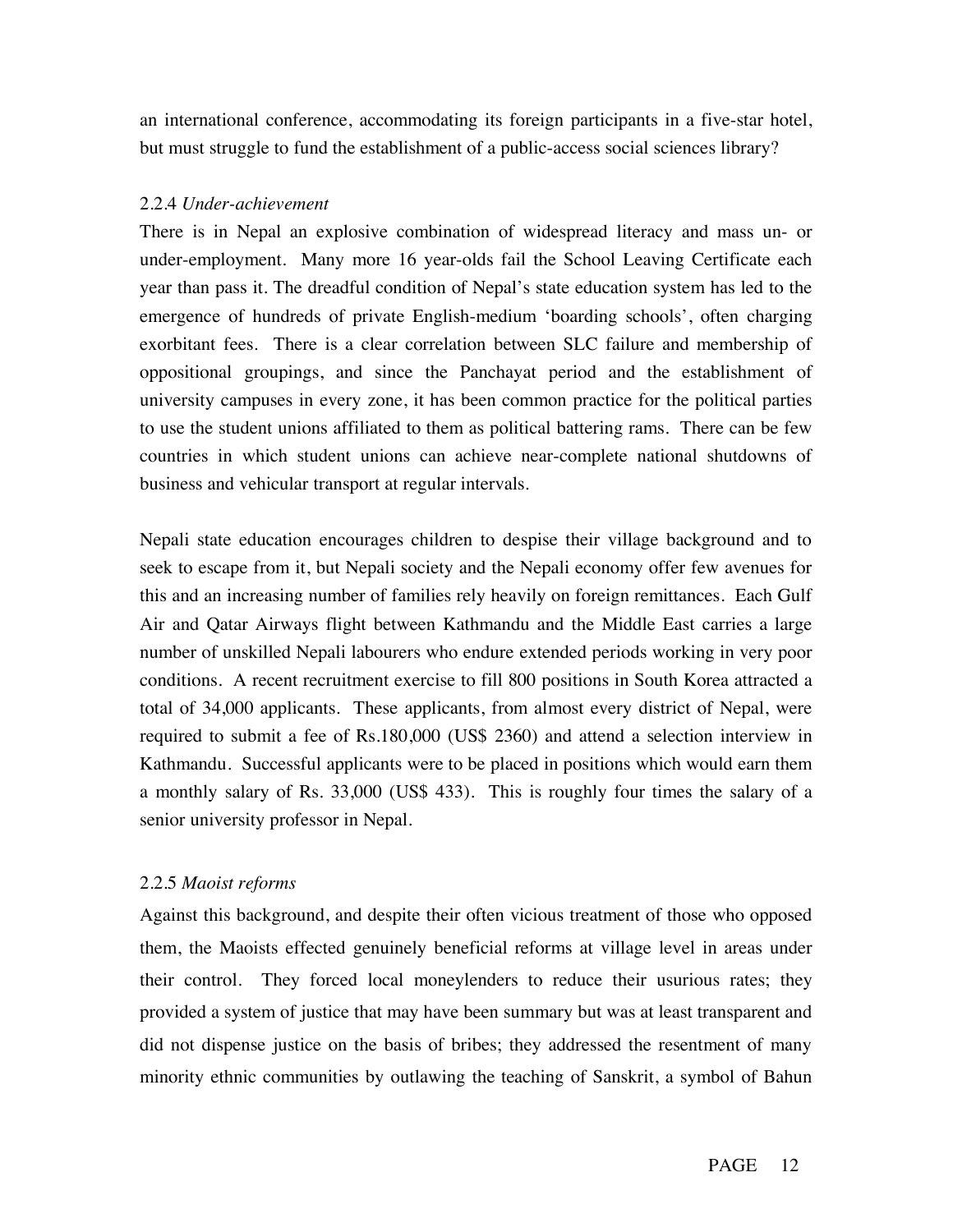an international conference, accommodating its foreign participants in a five-star hotel, but must struggle to fund the establishment of a public-access social sciences library?

#### 2.2.4 *Under-achievement*

There is in Nepal an explosive combination of widespread literacy and mass un- or under-employment. Many more 16 year-olds fail the School Leaving Certificate each year than pass it. The dreadful condition of Nepal's state education system has led to the emergence of hundreds of private English-medium 'boarding schools', often charging exorbitant fees. There is a clear correlation between SLC failure and membership of oppositional groupings, and since the Panchayat period and the establishment of university campuses in every zone, it has been common practice for the political parties to use the student unions affiliated to them as political battering rams. There can be few countries in which student unions can achieve near-complete national shutdowns of business and vehicular transport at regular intervals.

Nepali state education encourages children to despise their village background and to seek to escape from it, but Nepali society and the Nepali economy offer few avenues for this and an increasing number of families rely heavily on foreign remittances. Each Gulf Air and Qatar Airways flight between Kathmandu and the Middle East carries a large number of unskilled Nepali labourers who endure extended periods working in very poor conditions. A recent recruitment exercise to fill 800 positions in South Korea attracted a total of 34,000 applicants. These applicants, from almost every district of Nepal, were required to submit a fee of Rs.180,000 (US$ 2360) and attend a selection interview in Kathmandu. Successful applicants were to be placed in positions which would earn them a monthly salary of Rs. 33,000 (US$ 433). This is roughly four times the salary of a senior university professor in Nepal.

#### 2.2.5 *Maoist reforms*

Against this background, and despite their often vicious treatment of those who opposed them, the Maoists effected genuinely beneficial reforms at village level in areas under their control. They forced local moneylenders to reduce their usurious rates; they provided a system of justice that may have been summary but was at least transparent and did not dispense justice on the basis of bribes; they addressed the resentment of many minority ethnic communities by outlawing the teaching of Sanskrit, a symbol of Bahun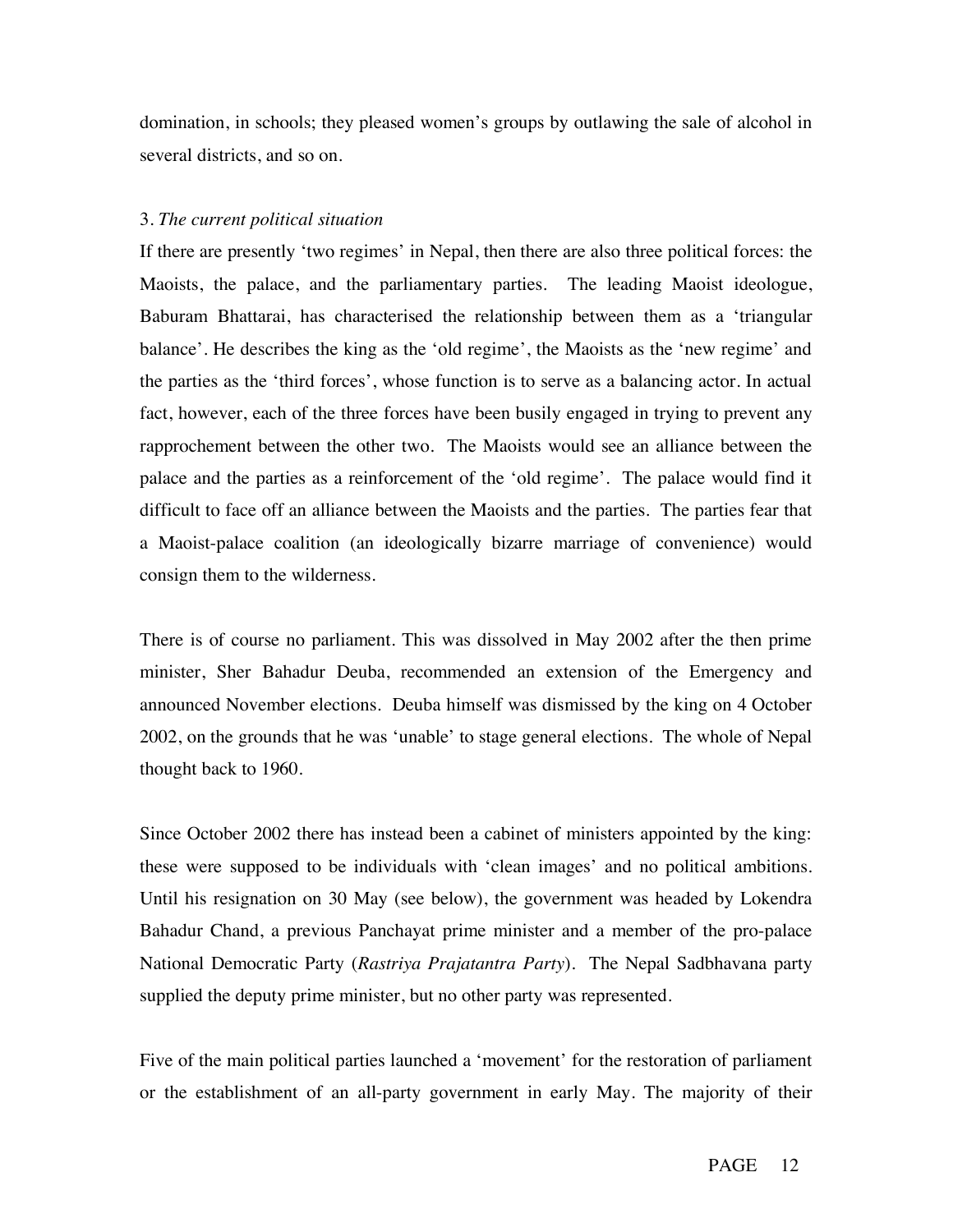domination, in schools; they pleased women's groups by outlawing the sale of alcohol in several districts, and so on.

### 3. *The current political situation*

If there are presently 'two regimes' in Nepal, then there are also three political forces: the Maoists, the palace, and the parliamentary parties. The leading Maoist ideologue, Baburam Bhattarai, has characterised the relationship between them as a 'triangular balance'. He describes the king as the 'old regime', the Maoists as the 'new regime' and the parties as the 'third forces', whose function is to serve as a balancing actor. In actual fact, however, each of the three forces have been busily engaged in trying to prevent any rapprochement between the other two. The Maoists would see an alliance between the palace and the parties as a reinforcement of the 'old regime'. The palace would find it difficult to face off an alliance between the Maoists and the parties. The parties fear that a Maoist-palace coalition (an ideologically bizarre marriage of convenience) would consign them to the wilderness.

There is of course no parliament. This was dissolved in May 2002 after the then prime minister, Sher Bahadur Deuba, recommended an extension of the Emergency and announced November elections. Deuba himself was dismissed by the king on 4 October 2002, on the grounds that he was 'unable' to stage general elections. The whole of Nepal thought back to 1960.

Since October 2002 there has instead been a cabinet of ministers appointed by the king: these were supposed to be individuals with 'clean images' and no political ambitions. Until his resignation on 30 May (see below), the government was headed by Lokendra Bahadur Chand, a previous Panchayat prime minister and a member of the pro-palace National Democratic Party (*Rastriya Prajatantra Party*). The Nepal Sadbhavana party supplied the deputy prime minister, but no other party was represented.

Five of the main political parties launched a 'movement' for the restoration of parliament or the establishment of an all-party government in early May. The majority of their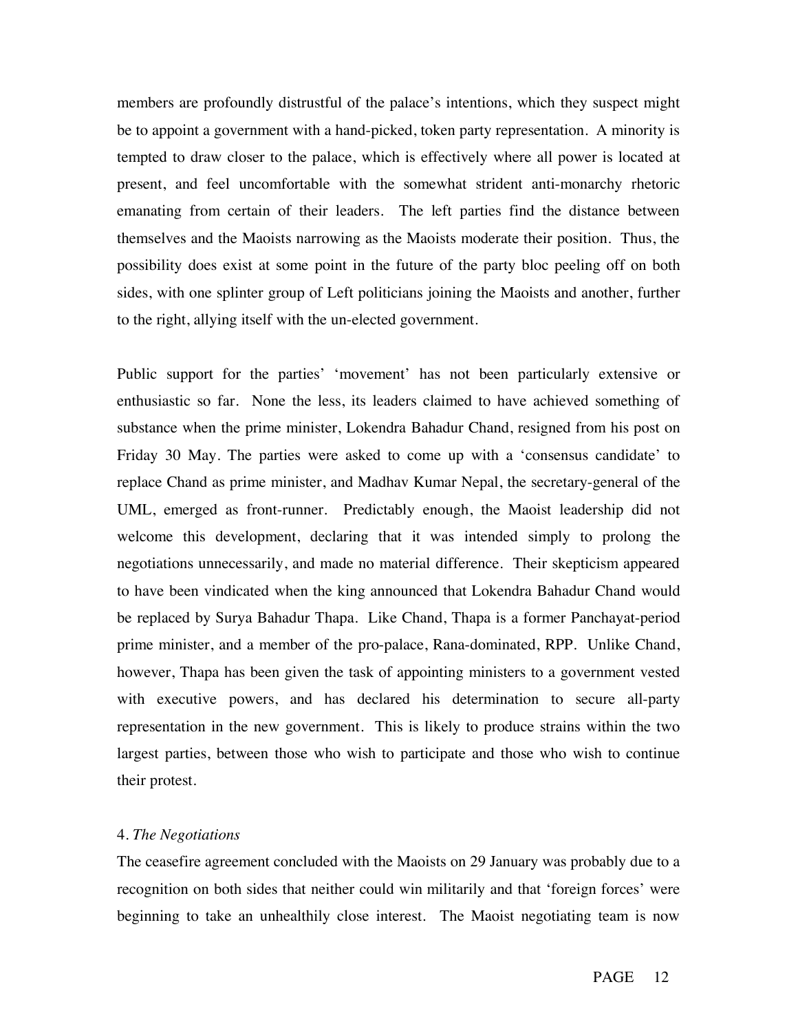members are profoundly distrustful of the palace's intentions, which they suspect might be to appoint a government with a hand-picked, token party representation. A minority is tempted to draw closer to the palace, which is effectively where all power is located at present, and feel uncomfortable with the somewhat strident anti-monarchy rhetoric emanating from certain of their leaders. The left parties find the distance between themselves and the Maoists narrowing as the Maoists moderate their position. Thus, the possibility does exist at some point in the future of the party bloc peeling off on both sides, with one splinter group of Left politicians joining the Maoists and another, further to the right, allying itself with the un-elected government.

Public support for the parties' 'movement' has not been particularly extensive or enthusiastic so far. None the less, its leaders claimed to have achieved something of substance when the prime minister, Lokendra Bahadur Chand, resigned from his post on Friday 30 May. The parties were asked to come up with a 'consensus candidate' to replace Chand as prime minister, and Madhav Kumar Nepal, the secretary-general of the UML, emerged as front-runner. Predictably enough, the Maoist leadership did not welcome this development, declaring that it was intended simply to prolong the negotiations unnecessarily, and made no material difference. Their skepticism appeared to have been vindicated when the king announced that Lokendra Bahadur Chand would be replaced by Surya Bahadur Thapa. Like Chand, Thapa is a former Panchayat-period prime minister, and a member of the pro-palace, Rana-dominated, RPP. Unlike Chand, however, Thapa has been given the task of appointing ministers to a government vested with executive powers, and has declared his determination to secure all-party representation in the new government. This is likely to produce strains within the two largest parties, between those who wish to participate and those who wish to continue their protest.

4. *The Negotiations*

The ceasefire agreement concluded with the Maoists on 29 January was probably due to a recognition on both sides that neither could win militarily and that 'foreign forces' were beginning to take an unhealthily close interest. The Maoist negotiating team is now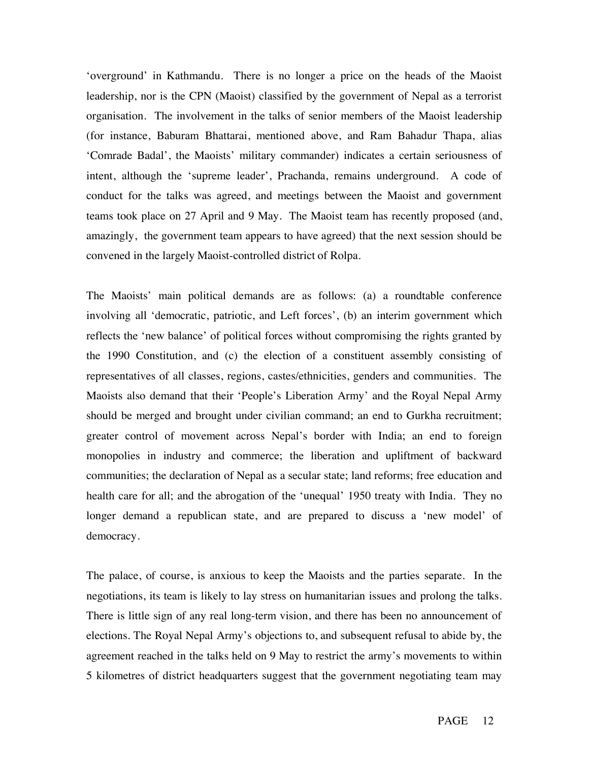'overground' in Kathmandu. There is no longer a price on the heads of the Maoist leadership, nor is the CPN (Maoist) classified by the government of Nepal as a terrorist organisation. The involvement in the talks of senior members of the Maoist leadership (for instance, Baburam Bhattarai, mentioned above, and Ram Bahadur Thapa, alias 'Comrade Badal', the Maoists' military commander) indicates a certain seriousness of intent, although the 'supreme leader', Prachanda, remains underground. A code of conduct for the talks was agreed, and meetings between the Maoist and government teams took place on 27 April and 9 May. The Maoist team has recently proposed (and, amazingly, the government team appears to have agreed) that the next session should be convened in the largely Maoist-controlled district of Rolpa.

The Maoists' main political demands are as follows: (a) a roundtable conference involving all 'democratic, patriotic, and Left forces', (b) an interim government which reflects the 'new balance' of political forces without compromising the rights granted by the 1990 Constitution, and (c) the election of a constituent assembly consisting of representatives of all classes, regions, castes/ethnicities, genders and communities. The Maoists also demand that their 'People's Liberation Army' and the Royal Nepal Army should be merged and brought under civilian command; an end to Gurkha recruitment; greater control of movement across Nepal's border with India; an end to foreign monopolies in industry and commerce; the liberation and upliftment of backward communities; the declaration of Nepal as a secular state; land reforms; free education and health care for all; and the abrogation of the 'unequal' 1950 treaty with India. They no longer demand a republican state, and are prepared to discuss a 'new model' of democracy.

The palace, of course, is anxious to keep the Maoists and the parties separate. In the negotiations, its team is likely to lay stress on humanitarian issues and prolong the talks. There is little sign of any real long-term vision, and there has been no announcement of elections. The Royal Nepal Army's objections to, and subsequent refusal to abide by, the agreement reached in the talks held on 9 May to restrict the army's movements to within 5 kilometres of district headquarters suggest that the government negotiating team may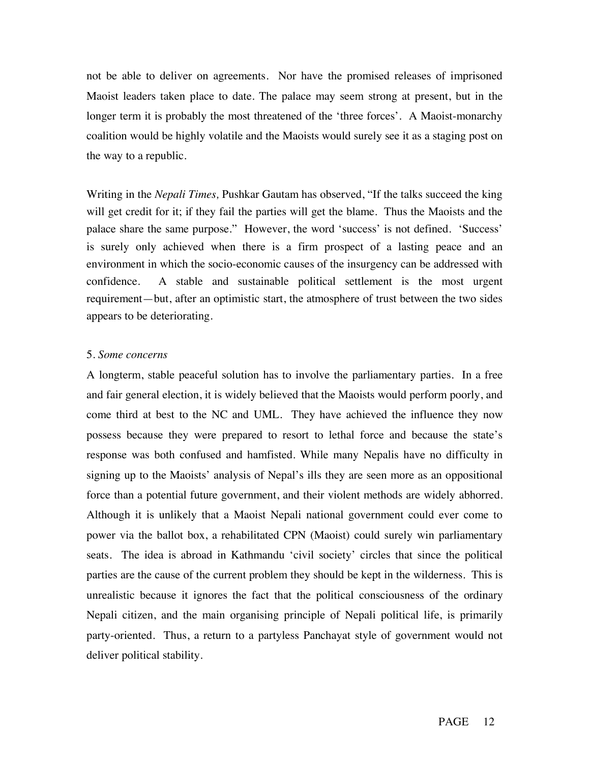not be able to deliver on agreements. Nor have the promised releases of imprisoned Maoist leaders taken place to date. The palace may seem strong at present, but in the longer term it is probably the most threatened of the 'three forces'. A Maoist-monarchy coalition would be highly volatile and the Maoists would surely see it as a staging post on the way to a republic.

Writing in the *Nepali Times,* Pushkar Gautam has observed, "If the talks succeed the king will get credit for it; if they fail the parties will get the blame. Thus the Maoists and the palace share the same purpose." However, the word 'success' is not defined. 'Success' is surely only achieved when there is a firm prospect of a lasting peace and an environment in which the socio-economic causes of the insurgency can be addressed with confidence. A stable and sustainable political settlement is the most urgent requirement—but, after an optimistic start, the atmosphere of trust between the two sides appears to be deteriorating.

5. *Some concerns*

A longterm, stable peaceful solution has to involve the parliamentary parties. In a free and fair general election, it is widely believed that the Maoists would perform poorly, and come third at best to the NC and UML. They have achieved the influence they now possess because they were prepared to resort to lethal force and because the state's response was both confused and hamfisted. While many Nepalis have no difficulty in signing up to the Maoists' analysis of Nepal's ills they are seen more as an oppositional force than a potential future government, and their violent methods are widely abhorred. Although it is unlikely that a Maoist Nepali national government could ever come to power via the ballot box, a rehabilitated CPN (Maoist) could surely win parliamentary seats. The idea is abroad in Kathmandu 'civil society' circles that since the political parties are the cause of the current problem they should be kept in the wilderness. This is unrealistic because it ignores the fact that the political consciousness of the ordinary Nepali citizen, and the main organising principle of Nepali political life, is primarily party-oriented. Thus, a return to a partyless Panchayat style of government would not deliver political stability.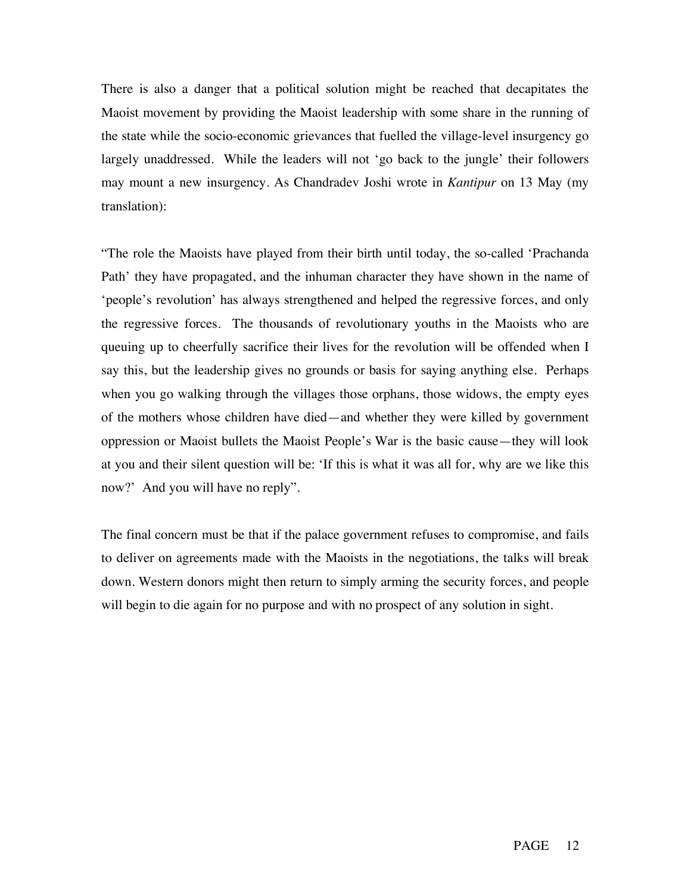There is also a danger that a political solution might be reached that decapitates the Maoist movement by providing the Maoist leadership with some share in the running of the state while the socio-economic grievances that fuelled the village-level insurgency go largely unaddressed. While the leaders will not 'go back to the jungle' their followers may mount a new insurgency. As Chandradev Joshi wrote in *Kantipur* on 13 May (my translation):

"The role the Maoists have played from their birth until today, the so-called 'Prachanda Path' they have propagated, and the inhuman character they have shown in the name of 'people's revolution' has always strengthened and helped the regressive forces, and only the regressive forces. The thousands of revolutionary youths in the Maoists who are queuing up to cheerfully sacrifice their lives for the revolution will be offended when I say this, but the leadership gives no grounds or basis for saying anything else. Perhaps when you go walking through the villages those orphans, those widows, the empty eyes of the mothers whose children have died—and whether they were killed by government oppression or Maoist bullets the Maoist People's War is the basic cause—they will look at you and their silent question will be: 'If this is what it was all for, why are we like this now?' And you will have no reply".

The final concern must be that if the palace government refuses to compromise, and fails to deliver on agreements made with the Maoists in the negotiations, the talks will break down. Western donors might then return to simply arming the security forces, and people will begin to die again for no purpose and with no prospect of any solution in sight.